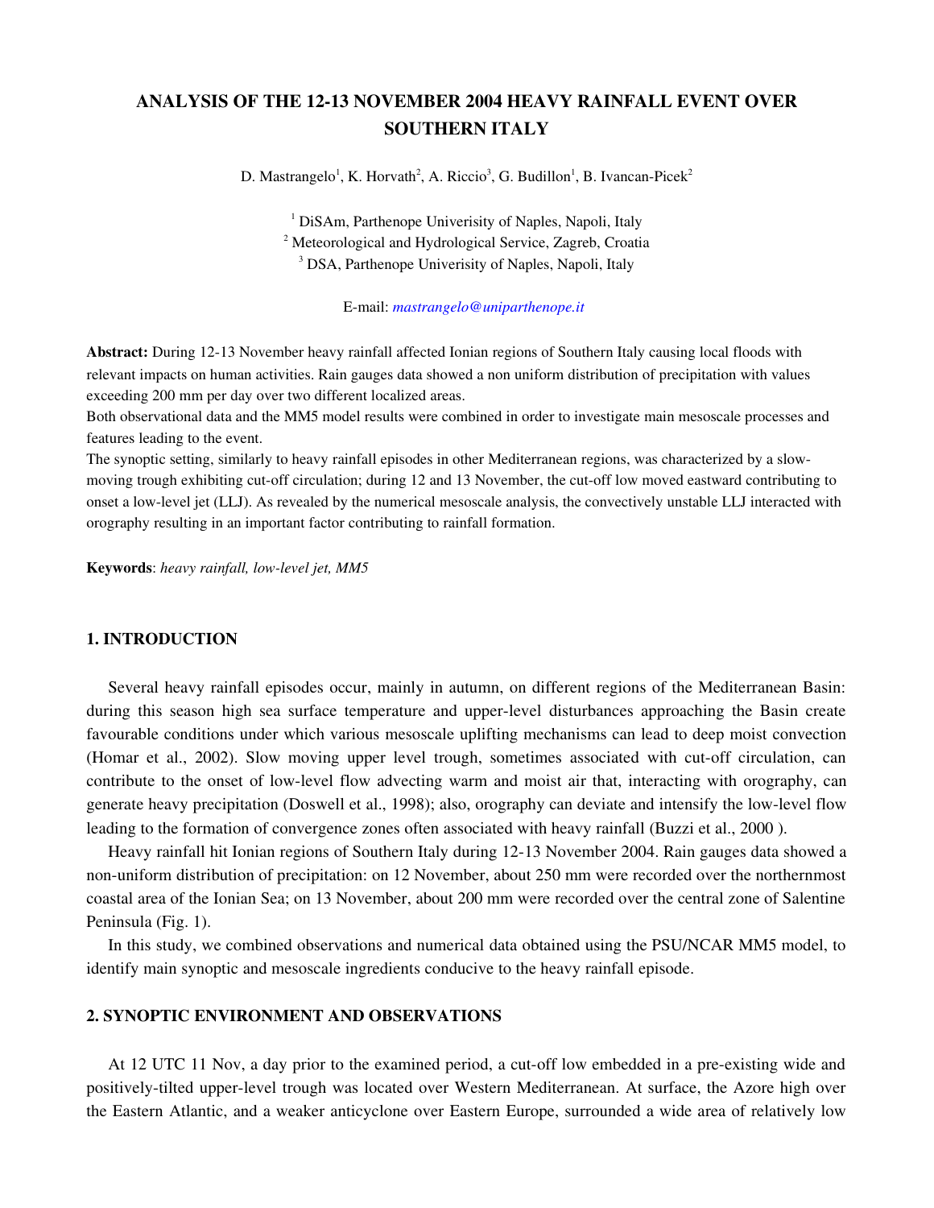# ANALYSIS OF THE 12-13 NOVEMBER 2004 HEAVY RAINFALL EVENT OVER SOUTHERN ITALY

D. Mastrangelo[1], K. Horvath[2], A. Riccio[3], G. Budillon[1], B. Ivancan-Picek[2]

[1] DiSAm, Parthenope Univerisity of Naples, Napoli, Italy
[2] Meteorological and Hydrological Service, Zagreb, Croatia
[3] DSA, Parthenope Univerisity of Naples, Napoli, Italy

E-mail: *mastrangelo@uniparthenope.it*

**Abstract:** During 12-13 November heavy rainfall affected Ionian regions of Southern Italy causing local floods with relevant impacts on human activities. Rain gauges data showed a non uniform distribution of precipitation with values exceeding 200 mm per day over two different localized areas.

Both observational data and the MM5 model results were combined in order to investigate main mesoscale processes and features leading to the event.

The synoptic setting, similarly to heavy rainfall episodes in other Mediterranean regions, was characterized by a slow-moving trough exhibiting cut-off circulation; during 12 and 13 November, the cut-off low moved eastward contributing to onset a low-level jet (LLJ). As revealed by the numerical mesoscale analysis, the convectively unstable LLJ interacted with orography resulting in an important factor contributing to rainfall formation.

**Keywords**: *heavy rainfall, low-level jet, MM5*

## 1. INTRODUCTION

Several heavy rainfall episodes occur, mainly in autumn, on different regions of the Mediterranean Basin: during this season high sea surface temperature and upper-level disturbances approaching the Basin create favourable conditions under which various mesoscale uplifting mechanisms can lead to deep moist convection (Homar et al., 2002). Slow moving upper level trough, sometimes associated with cut-off circulation, can contribute to the onset of low-level flow advecting warm and moist air that, interacting with orography, can generate heavy precipitation (Doswell et al., 1998); also, orography can deviate and intensify the low-level flow leading to the formation of convergence zones often associated with heavy rainfall (Buzzi et al., 2000 ).

Heavy rainfall hit Ionian regions of Southern Italy during 12-13 November 2004. Rain gauges data showed a non-uniform distribution of precipitation: on 12 November, about 250 mm were recorded over the northernmost coastal area of the Ionian Sea; on 13 November, about 200 mm were recorded over the central zone of Salentine Peninsula (Fig. 1).

In this study, we combined observations and numerical data obtained using the PSU/NCAR MM5 model, to identify main synoptic and mesoscale ingredients conducive to the heavy rainfall episode.

## 2. SYNOPTIC ENVIRONMENT AND OBSERVATIONS

At 12 UTC 11 Nov, a day prior to the examined period, a cut-off low embedded in a pre-existing wide and positively-tilted upper-level trough was located over Western Mediterranean. At surface, the Azore high over the Eastern Atlantic, and a weaker anticyclone over Eastern Europe, surrounded a wide area of relatively low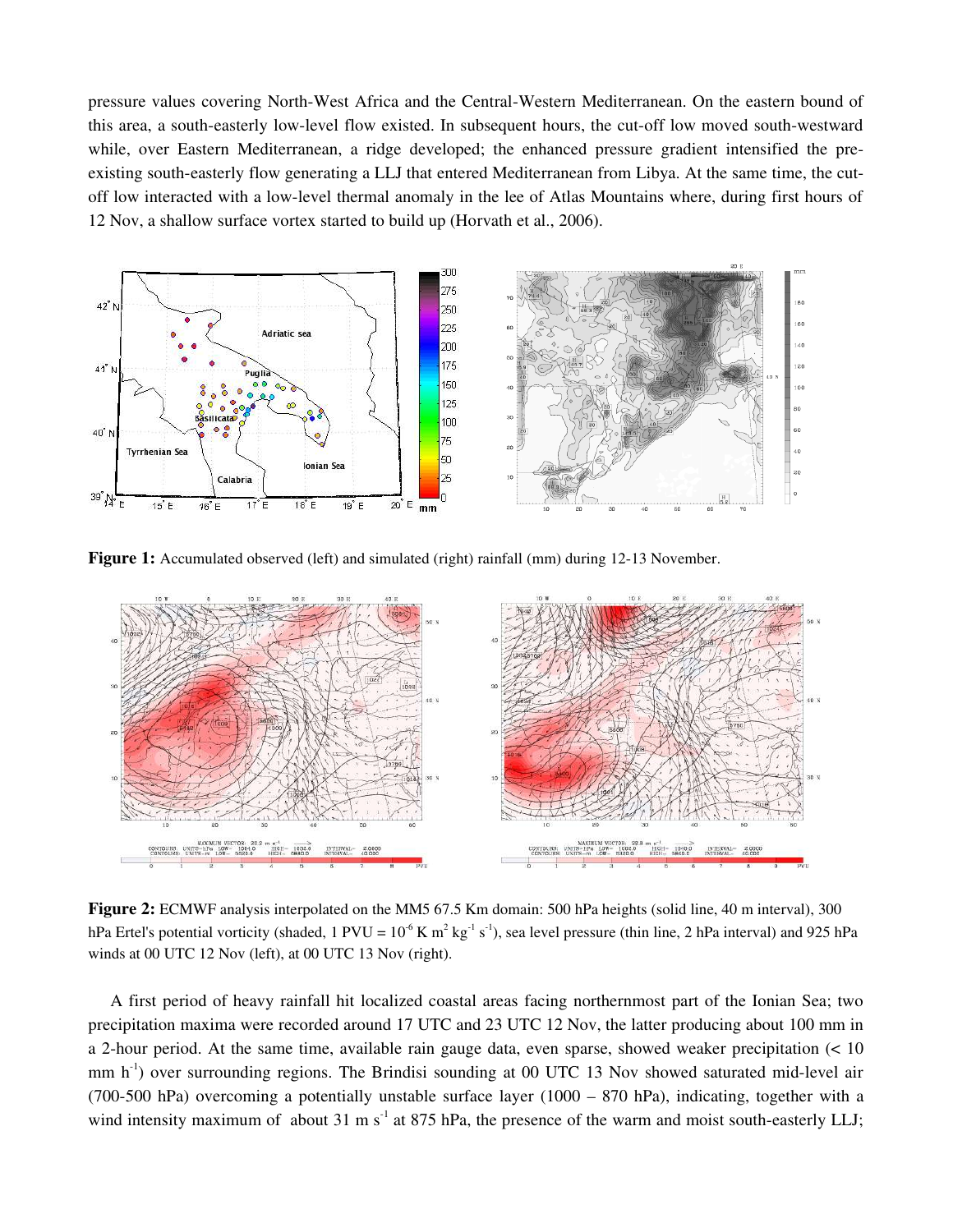pressure values covering North-West Africa and the Central-Western Mediterranean. On the eastern bound of this area, a south-easterly low-level flow existed. In subsequent hours, the cut-off low moved south-westward while, over Eastern Mediterranean, a ridge developed; the enhanced pressure gradient intensified the pre-existing south-easterly flow generating a LLJ that entered Mediterranean from Libya. At the same time, the cut-off low interacted with a low-level thermal anomaly in the lee of Atlas Mountains where, during first hours of 12 Nov, a shallow surface vortex started to build up (Horvath et al., 2006).

**Figure 1:** Accumulated observed (left) and simulated (right) rainfall (mm) during 12-13 November.

**Figure 2:** ECMWF analysis interpolated on the MM5 67.5 Km domain: 500 hPa heights (solid line, 40 m interval), 300 hPa Ertel's potential vorticity (shaded, 1 PVU = $10^{-6}$ K m$^2$ kg$^{-1}$ s$^{-1}$), sea level pressure (thin line, 2 hPa interval) and 925 hPa winds at 00 UTC 12 Nov (left), at 00 UTC 13 Nov (right).

A first period of heavy rainfall hit localized coastal areas facing northernmost part of the Ionian Sea; two precipitation maxima were recorded around 17 UTC and 23 UTC 12 Nov, the latter producing about 100 mm in a 2-hour period. At the same time, available rain gauge data, even sparse, showed weaker precipitation (< 10 mm h$^{-1}$) over surrounding regions. The Brindisi sounding at 00 UTC 13 Nov showed saturated mid-level air (700-500 hPa) overcoming a potentially unstable surface layer (1000 – 870 hPa), indicating, together with a wind intensity maximum of about 31 m s$^{-1}$ at 875 hPa, the presence of the warm and moist south-easterly LLJ;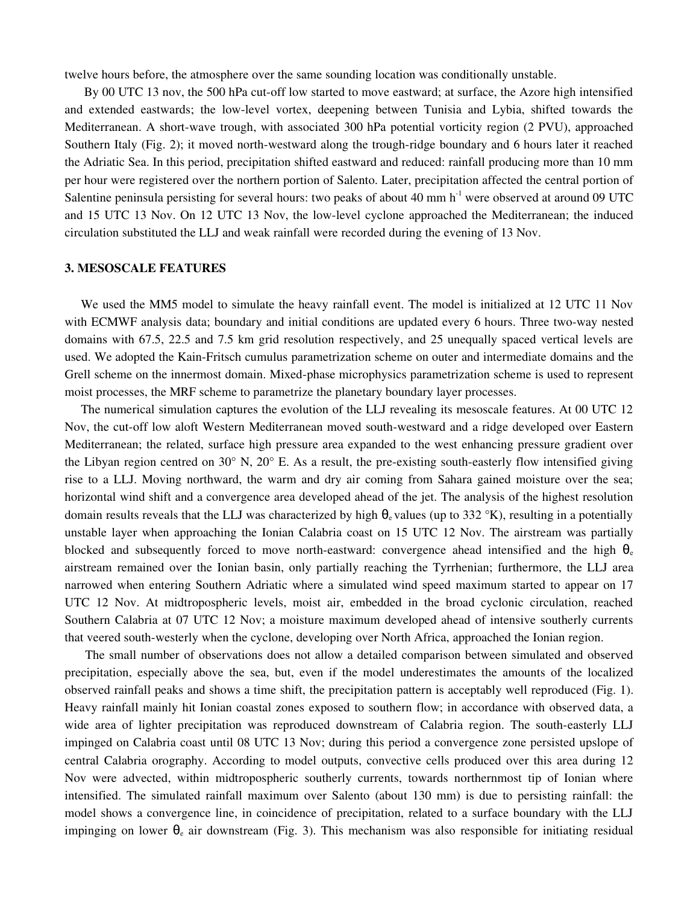twelve hours before, the atmosphere over the same sounding location was conditionally unstable.

By 00 UTC 13 nov, the 500 hPa cut-off low started to move eastward; at surface, the Azore high intensified and extended eastwards; the low-level vortex, deepening between Tunisia and Lybia, shifted towards the Mediterranean. A short-wave trough, with associated 300 hPa potential vorticity region (2 PVU), approached Southern Italy (Fig. 2); it moved north-westward along the trough-ridge boundary and 6 hours later it reached the Adriatic Sea. In this period, precipitation shifted eastward and reduced: rainfall producing more than 10 mm per hour were registered over the northern portion of Salento. Later, precipitation affected the central portion of Salentine peninsula persisting for several hours: two peaks of about 40 mm $h^{-1}$ were observed at around 09 UTC and 15 UTC 13 Nov. On 12 UTC 13 Nov, the low-level cyclone approached the Mediterranean; the induced circulation substituted the LLJ and weak rainfall were recorded during the evening of 13 Nov.

### 3. MESOSCALE FEATURES

We used the MM5 model to simulate the heavy rainfall event. The model is initialized at 12 UTC 11 Nov with ECMWF analysis data; boundary and initial conditions are updated every 6 hours. Three two-way nested domains with 67.5, 22.5 and 7.5 km grid resolution respectively, and 25 unequally spaced vertical levels are used. We adopted the Kain-Fritsch cumulus parametrization scheme on outer and intermediate domains and the Grell scheme on the innermost domain. Mixed-phase microphysics parametrization scheme is used to represent moist processes, the MRF scheme to parametrize the planetary boundary layer processes.

The numerical simulation captures the evolution of the LLJ revealing its mesoscale features. At 00 UTC 12 Nov, the cut-off low aloft Western Mediterranean moved south-westward and a ridge developed over Eastern Mediterranean; the related, surface high pressure area expanded to the west enhancing pressure gradient over the Libyan region centred on 30° N, 20° E. As a result, the pre-existing south-easterly flow intensified giving rise to a LLJ. Moving northward, the warm and dry air coming from Sahara gained moisture over the sea; horizontal wind shift and a convergence area developed ahead of the jet. The analysis of the highest resolution domain results reveals that the LLJ was characterized by high $\theta_e$ values (up to 332 °K), resulting in a potentially unstable layer when approaching the Ionian Calabria coast on 15 UTC 12 Nov. The airstream was partially blocked and subsequently forced to move north-eastward: convergence ahead intensified and the high $\theta_e$ airstream remained over the Ionian basin, only partially reaching the Tyrrhenian; furthermore, the LLJ area narrowed when entering Southern Adriatic where a simulated wind speed maximum started to appear on 17 UTC 12 Nov. At midtropospheric levels, moist air, embedded in the broad cyclonic circulation, reached Southern Calabria at 07 UTC 12 Nov; a moisture maximum developed ahead of intensive southerly currents that veered south-westerly when the cyclone, developing over North Africa, approached the Ionian region.

The small number of observations does not allow a detailed comparison between simulated and observed precipitation, especially above the sea, but, even if the model underestimates the amounts of the localized observed rainfall peaks and shows a time shift, the precipitation pattern is acceptably well reproduced (Fig. 1). Heavy rainfall mainly hit Ionian coastal zones exposed to southern flow; in accordance with observed data, a wide area of lighter precipitation was reproduced downstream of Calabria region. The south-easterly LLJ impinged on Calabria coast until 08 UTC 13 Nov; during this period a convergence zone persisted upslope of central Calabria orography. According to model outputs, convective cells produced over this area during 12 Nov were advected, within midtropospheric southerly currents, towards northernmost tip of Ionian where intensified. The simulated rainfall maximum over Salento (about 130 mm) is due to persisting rainfall: the model shows a convergence line, in coincidence of precipitation, related to a surface boundary with the LLJ impinging on lower $\theta_e$ air downstream (Fig. 3). This mechanism was also responsible for initiating residual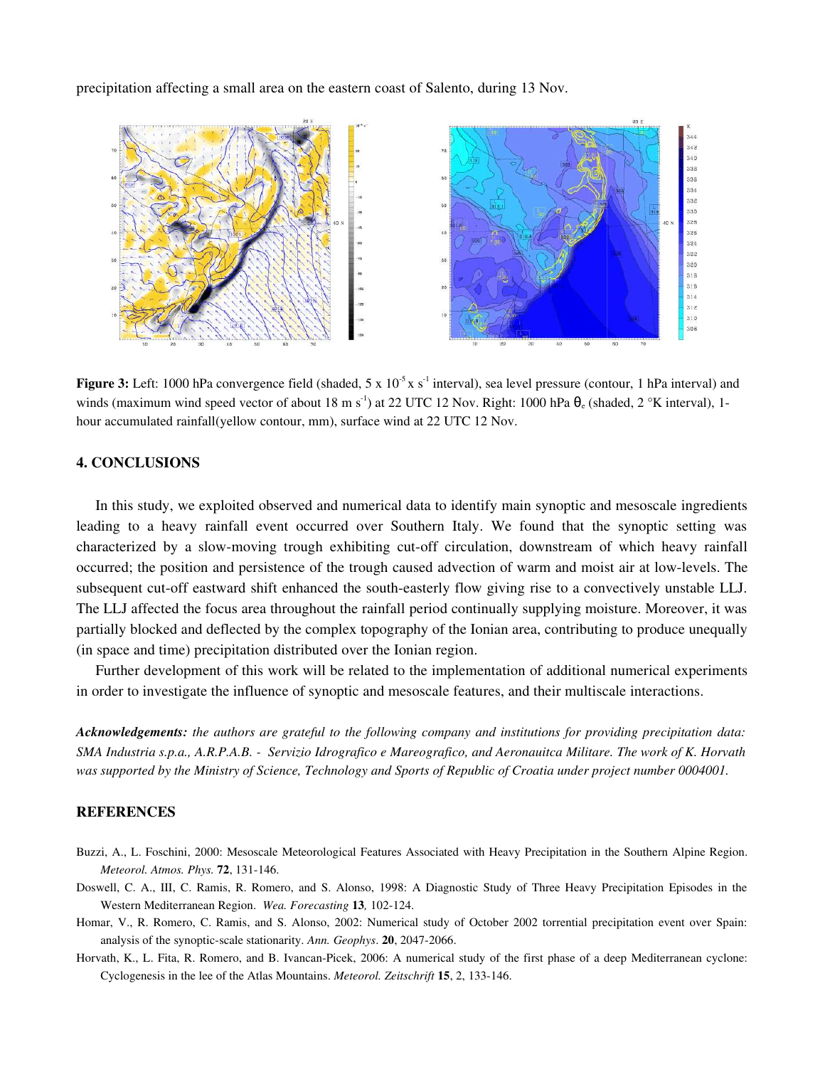precipitation affecting a small area on the eastern coast of Salento, during 13 Nov.

**Figure 3:** Left: 1000 hPa convergence field (shaded, 5 x $10^{-5}$ x $s^{-1}$ interval), sea level pressure (contour, 1 hPa interval) and winds (maximum wind speed vector of about 18 m $s^{-1}$) at 22 UTC 12 Nov. Right: 1000 hPa $\theta_e$ (shaded, 2 °K interval), 1-hour accumulated rainfall(yellow contour, mm), surface wind at 22 UTC 12 Nov.

## 4. CONCLUSIONS

In this study, we exploited observed and numerical data to identify main synoptic and mesoscale ingredients leading to a heavy rainfall event occurred over Southern Italy. We found that the synoptic setting was characterized by a slow-moving trough exhibiting cut-off circulation, downstream of which heavy rainfall occurred; the position and persistence of the trough caused advection of warm and moist air at low-levels. The subsequent cut-off eastward shift enhanced the south-easterly flow giving rise to a convectively unstable LLJ. The LLJ affected the focus area throughout the rainfall period continually supplying moisture. Moreover, it was partially blocked and deflected by the complex topography of the Ionian area, contributing to produce unequally (in space and time) precipitation distributed over the Ionian region.

Further development of this work will be related to the implementation of additional numerical experiments in order to investigate the influence of synoptic and mesoscale features, and their multiscale interactions.

***Acknowledgements:*** *the authors are grateful to the following company and institutions for providing precipitation data: SMA Industria s.p.a., A.R.P.A.B. - Servizio Idrografico e Mareografico, and Aeronauitca Militare. The work of K. Horvath was supported by the Ministry of Science, Technology and Sports of Republic of Croatia under project number 0004001.*

## REFERENCES

Buzzi, A., L. Foschini, 2000: Mesoscale Meteorological Features Associated with Heavy Precipitation in the Southern Alpine Region. *Meteorol. Atmos. Phys.* **72**, 131-146.

Doswell, C. A., III, C. Ramis, R. Romero, and S. Alonso, 1998: A Diagnostic Study of Three Heavy Precipitation Episodes in the Western Mediterranean Region. *Wea. Forecasting* **13***,* 102-124.

Homar, V., R. Romero, C. Ramis, and S. Alonso, 2002: Numerical study of October 2002 torrential precipitation event over Spain: analysis of the synoptic-scale stationarity. *Ann. Geophys*. **20**, 2047-2066.

Horvath, K., L. Fita, R. Romero, and B. Ivancan-Picek, 2006: A numerical study of the first phase of a deep Mediterranean cyclone: Cyclogenesis in the lee of the Atlas Mountains. *Meteorol. Zeitschrift* **15**, 2, 133-146.